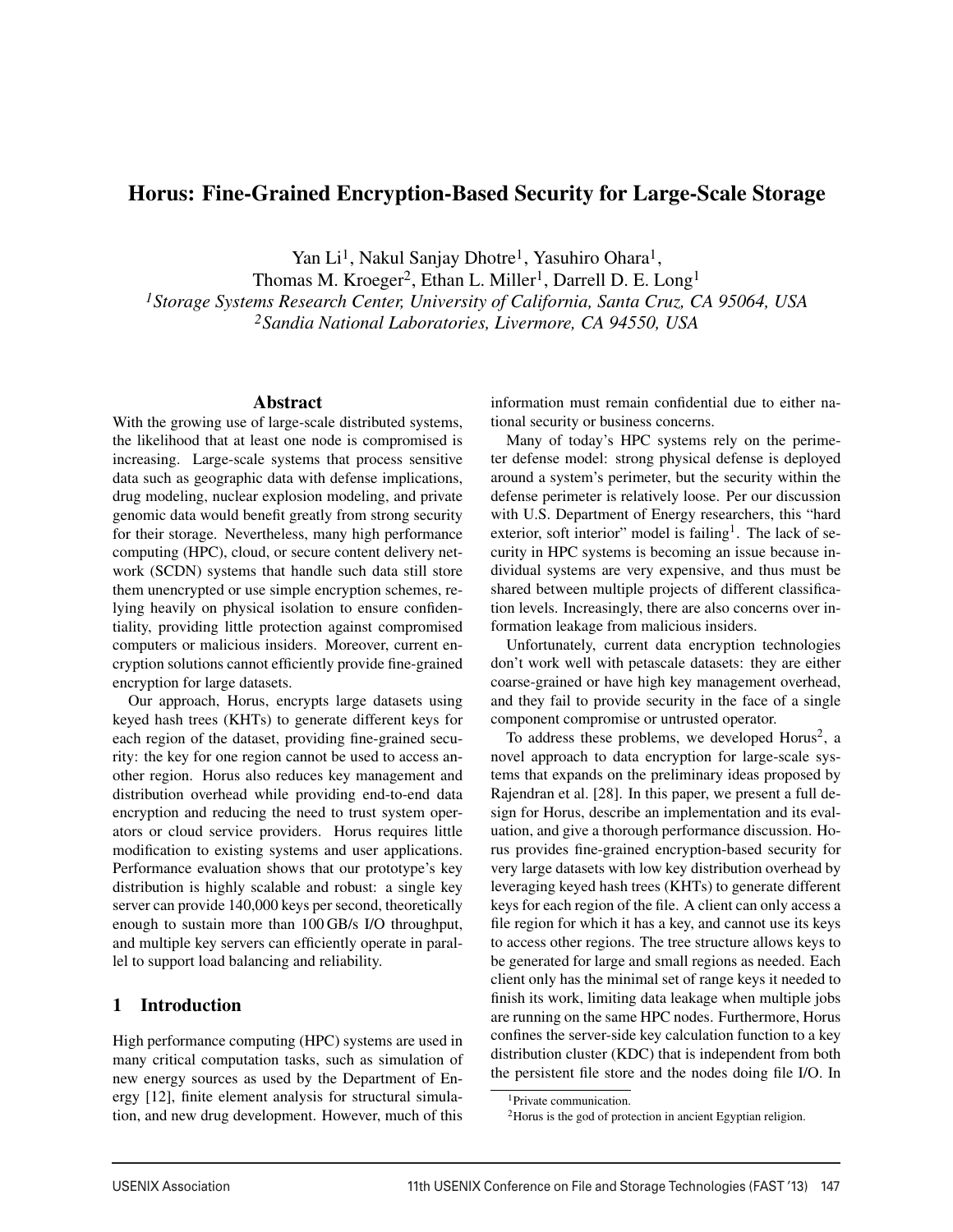# Horus: Fine-Grained Encryption-Based Security for Large-Scale Storage

Yan Li[1], Nakul Sanjay Dhotre[1], Yasuhiro Ohara[1],
Thomas M. Kroeger[2], Ethan L. Miller[1], Darrell D. E. Long[1]

*[1]Storage Systems Research Center, University of California, Santa Cruz, CA 95064, USA*
*[2]Sandia National Laboratories, Livermore, CA 94550, USA*

## Abstract

With the growing use of large-scale distributed systems, the likelihood that at least one node is compromised is increasing. Large-scale systems that process sensitive data such as geographic data with defense implications, drug modeling, nuclear explosion modeling, and private genomic data would benefit greatly from strong security for their storage. Nevertheless, many high performance computing (HPC), cloud, or secure content delivery network (SCDN) systems that handle such data still store them unencrypted or use simple encryption schemes, relying heavily on physical isolation to ensure confidentiality, providing little protection against compromised computers or malicious insiders. Moreover, current encryption solutions cannot efficiently provide fine-grained encryption for large datasets.

Our approach, Horus, encrypts large datasets using keyed hash trees (KHTs) to generate different keys for each region of the dataset, providing fine-grained security: the key for one region cannot be used to access another region. Horus also reduces key management and distribution overhead while providing end-to-end data encryption and reducing the need to trust system operators or cloud service providers. Horus requires little modification to existing systems and user applications. Performance evaluation shows that our prototype's key distribution is highly scalable and robust: a single key server can provide 140,000 keys per second, theoretically enough to sustain more than 100 GB/s I/O throughput, and multiple key servers can efficiently operate in parallel to support load balancing and reliability.

## 1 Introduction

High performance computing (HPC) systems are used in many critical computation tasks, such as simulation of new energy sources as used by the Department of Energy [12], finite element analysis for structural simulation, and new drug development. However, much of this information must remain confidential due to either national security or business concerns.

Many of today's HPC systems rely on the perimeter defense model: strong physical defense is deployed around a system's perimeter, but the security within the defense perimeter is relatively loose. Per our discussion with U.S. Department of Energy researchers, this "hard exterior, soft interior" model is failing[1]. The lack of security in HPC systems is becoming an issue because individual systems are very expensive, and thus must be shared between multiple projects of different classification levels. Increasingly, there are also concerns over information leakage from malicious insiders.

Unfortunately, current data encryption technologies don't work well with petascale datasets: they are either coarse-grained or have high key management overhead, and they fail to provide security in the face of a single component compromise or untrusted operator.

To address these problems, we developed Horus[2], a novel approach to data encryption for large-scale systems that expands on the preliminary ideas proposed by Rajendran et al. [28]. In this paper, we present a full design for Horus, describe an implementation and its evaluation, and give a thorough performance discussion. Horus provides fine-grained encryption-based security for very large datasets with low key distribution overhead by leveraging keyed hash trees (KHTs) to generate different keys for each region of the file. A client can only access a file region for which it has a key, and cannot use its keys to access other regions. The tree structure allows keys to be generated for large and small regions as needed. Each client only has the minimal set of range keys it needed to finish its work, limiting data leakage when multiple jobs are running on the same HPC nodes. Furthermore, Horus confines the server-side key calculation function to a key distribution cluster (KDC) that is independent from both the persistent file store and the nodes doing file I/O. In

[1] Private communication.

[2] Horus is the god of protection in ancient Egyptian religion.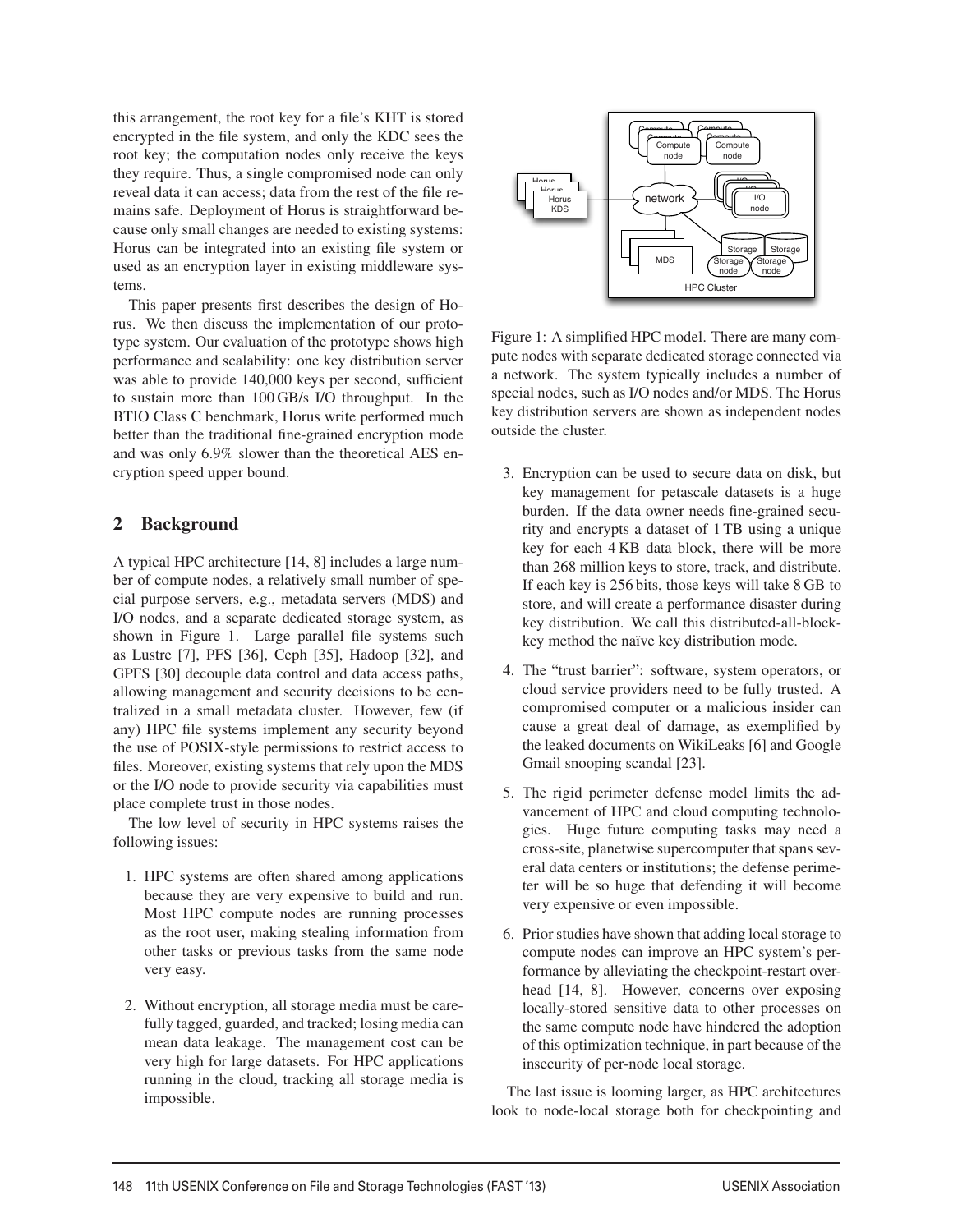this arrangement, the root key for a file's KHT is stored encrypted in the file system, and only the KDC sees the root key; the computation nodes only receive the keys they require. Thus, a single compromised node can only reveal data it can access; data from the rest of the file remains safe. Deployment of Horus is straightforward because only small changes are needed to existing systems: Horus can be integrated into an existing file system or used as an encryption layer in existing middleware systems.

This paper presents first describes the design of Horus. We then discuss the implementation of our prototype system. Our evaluation of the prototype shows high performance and scalability: one key distribution server was able to provide 140,000 keys per second, sufficient to sustain more than 100 GB/s I/O throughput. In the BTIO Class C benchmark, Horus write performed much better than the traditional fine-grained encryption mode and was only 6.9% slower than the theoretical AES encryption speed upper bound.

## 2 Background

A typical HPC architecture [14, 8] includes a large number of compute nodes, a relatively small number of special purpose servers, e.g., metadata servers (MDS) and I/O nodes, and a separate dedicated storage system, as shown in Figure 1. Large parallel file systems such as Lustre [7], PFS [36], Ceph [35], Hadoop [32], and GPFS [30] decouple data control and data access paths, allowing management and security decisions to be centralized in a small metadata cluster. However, few (if any) HPC file systems implement any security beyond the use of POSIX-style permissions to restrict access to files. Moreover, existing systems that rely upon the MDS or the I/O node to provide security via capabilities must place complete trust in those nodes.

The low level of security in HPC systems raises the following issues:

1. HPC systems are often shared among applications because they are very expensive to build and run. Most HPC compute nodes are running processes as the root user, making stealing information from other tasks or previous tasks from the same node very easy.

2. Without encryption, all storage media must be carefully tagged, guarded, and tracked; losing media can mean data leakage. The management cost can be very high for large datasets. For HPC applications running in the cloud, tracking all storage media is impossible.

Figure 1: A simplified HPC model. There are many compute nodes with separate dedicated storage connected via a network. The system typically includes a number of special nodes, such as I/O nodes and/or MDS. The Horus key distribution servers are shown as independent nodes outside the cluster.

3. Encryption can be used to secure data on disk, but key management for petascale datasets is a huge burden. If the data owner needs fine-grained security and encrypts a dataset of 1 TB using a unique key for each 4 KB data block, there will be more than 268 million keys to store, track, and distribute. If each key is 256 bits, those keys will take 8 GB to store, and will create a performance disaster during key distribution. We call this distributed-all-block-key method the naïve key distribution mode.

4. The "trust barrier": software, system operators, or cloud service providers need to be fully trusted. A compromised computer or a malicious insider can cause a great deal of damage, as exemplified by the leaked documents on WikiLeaks [6] and Google Gmail snooping scandal [23].

5. The rigid perimeter defense model limits the advancement of HPC and cloud computing technologies. Huge future computing tasks may need a cross-site, planetwise supercomputer that spans several data centers or institutions; the defense perimeter will be so huge that defending it will become very expensive or even impossible.

6. Prior studies have shown that adding local storage to compute nodes can improve an HPC system's performance by alleviating the checkpoint-restart overhead [14, 8]. However, concerns over exposing locally-stored sensitive data to other processes on the same compute node have hindered the adoption of this optimization technique, in part because of the insecurity of per-node local storage.

The last issue is looming larger, as HPC architectures look to node-local storage both for checkpointing and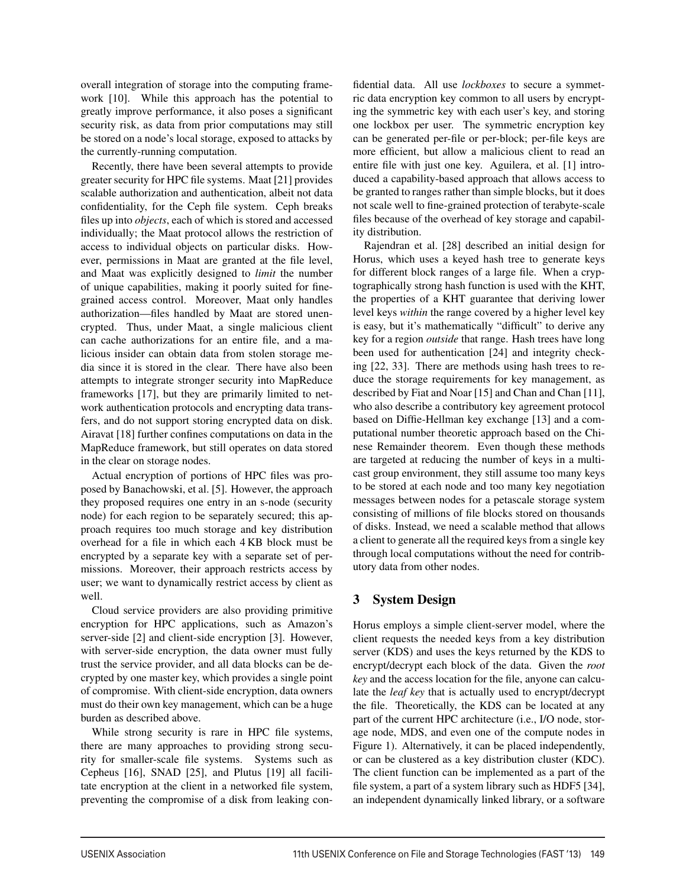overall integration of storage into the computing framework [10]. While this approach has the potential to greatly improve performance, it also poses a significant security risk, as data from prior computations may still be stored on a node's local storage, exposed to attacks by the currently-running computation.

Recently, there have been several attempts to provide greater security for HPC file systems. Maat [21] provides scalable authorization and authentication, albeit not data confidentiality, for the Ceph file system. Ceph breaks files up into *objects*, each of which is stored and accessed individually; the Maat protocol allows the restriction of access to individual objects on particular disks. However, permissions in Maat are granted at the file level, and Maat was explicitly designed to *limit* the number of unique capabilities, making it poorly suited for fine-grained access control. Moreover, Maat only handles authorization—files handled by Maat are stored unencrypted. Thus, under Maat, a single malicious client can cache authorizations for an entire file, and a malicious insider can obtain data from stolen storage media since it is stored in the clear. There have also been attempts to integrate stronger security into MapReduce frameworks [17], but they are primarily limited to network authentication protocols and encrypting data transfers, and do not support storing encrypted data on disk. Airavat [18] further confines computations on data in the MapReduce framework, but still operates on data stored in the clear on storage nodes.

Actual encryption of portions of HPC files was proposed by Banachowski, et al. [5]. However, the approach they proposed requires one entry in an s-node (security node) for each region to be separately secured; this approach requires too much storage and key distribution overhead for a file in which each 4 KB block must be encrypted by a separate key with a separate set of permissions. Moreover, their approach restricts access by user; we want to dynamically restrict access by client as well.

Cloud service providers are also providing primitive encryption for HPC applications, such as Amazon's server-side [2] and client-side encryption [3]. However, with server-side encryption, the data owner must fully trust the service provider, and all data blocks can be decrypted by one master key, which provides a single point of compromise. With client-side encryption, data owners must do their own key management, which can be a huge burden as described above.

While strong security is rare in HPC file systems, there are many approaches to providing strong security for smaller-scale file systems. Systems such as Cepheus [16], SNAD [25], and Plutus [19] all facilitate encryption at the client in a networked file system, preventing the compromise of a disk from leaking confidential data. All use *lockboxes* to secure a symmetric data encryption key common to all users by encrypting the symmetric key with each user's key, and storing one lockbox per user. The symmetric encryption key can be generated per-file or per-block; per-file keys are more efficient, but allow a malicious client to read an entire file with just one key. Aguilera, et al. [1] introduced a capability-based approach that allows access to be granted to ranges rather than simple blocks, but it does not scale well to fine-grained protection of terabyte-scale files because of the overhead of key storage and capability distribution.

Rajendran et al. [28] described an initial design for Horus, which uses a keyed hash tree to generate keys for different block ranges of a large file. When a cryptographically strong hash function is used with the KHT, the properties of a KHT guarantee that deriving lower level keys *within* the range covered by a higher level key is easy, but it's mathematically "difficult" to derive any key for a region *outside* that range. Hash trees have long been used for authentication [24] and integrity checking [22, 33]. There are methods using hash trees to reduce the storage requirements for key management, as described by Fiat and Noar [15] and Chan and Chan [11], who also describe a contributory key agreement protocol based on Diffie-Hellman key exchange [13] and a computational number theoretic approach based on the Chinese Remainder theorem. Even though these methods are targeted at reducing the number of keys in a multicast group environment, they still assume too many keys to be stored at each node and too many key negotiation messages between nodes for a petascale storage system consisting of millions of file blocks stored on thousands of disks. Instead, we need a scalable method that allows a client to generate all the required keys from a single key through local computations without the need for contributory data from other nodes.

## 3 System Design

Horus employs a simple client-server model, where the client requests the needed keys from a key distribution server (KDS) and uses the keys returned by the KDS to encrypt/decrypt each block of the data. Given the *root key* and the access location for the file, anyone can calculate the *leaf key* that is actually used to encrypt/decrypt the file. Theoretically, the KDS can be located at any part of the current HPC architecture (i.e., I/O node, storage node, MDS, and even one of the compute nodes in Figure 1). Alternatively, it can be placed independently, or can be clustered as a key distribution cluster (KDC). The client function can be implemented as a part of the file system, a part of a system library such as HDF5 [34], an independent dynamically linked library, or a software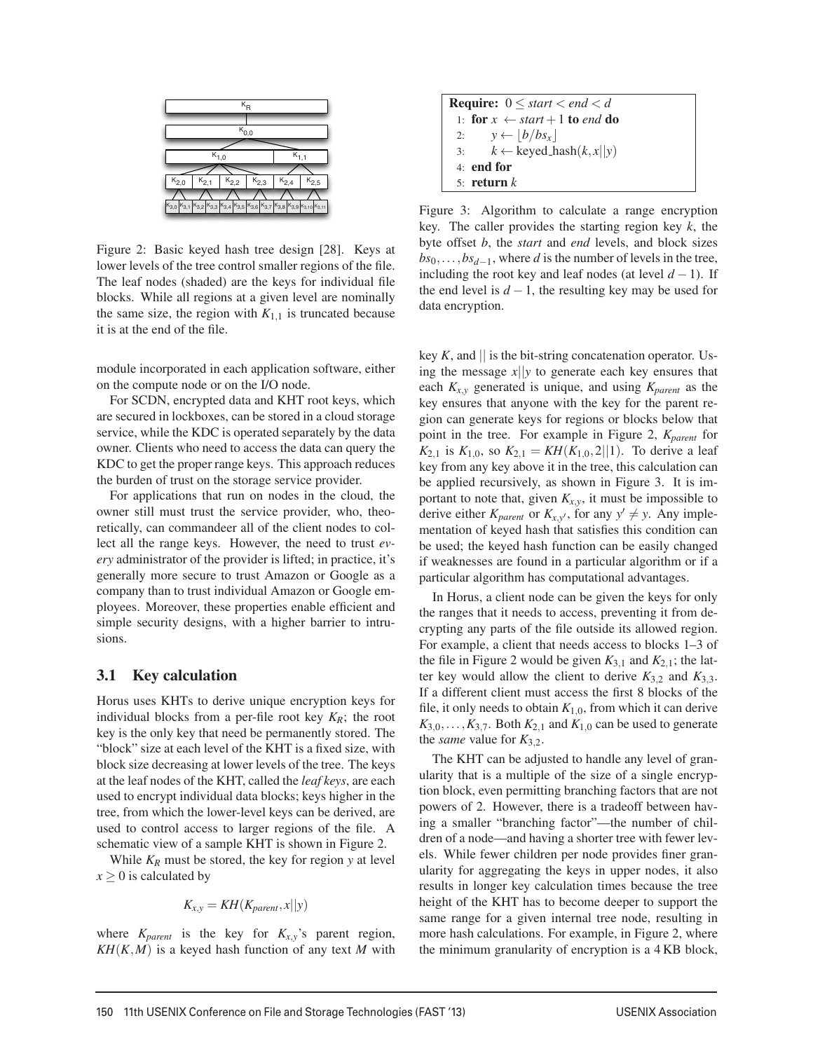Figure 2: Basic keyed hash tree design [28]. Keys at lower levels of the tree control smaller regions of the file. The leaf nodes (shaded) are the keys for individual file blocks. While all regions at a given level are nominally the same size, the region with $K_{1,1}$ is truncated because it is at the end of the file.

module incorporated in each application software, either on the compute node or on the I/O node.

For SCDN, encrypted data and KHT root keys, which are secured in lockboxes, can be stored in a cloud storage service, while the KDC is operated separately by the data owner. Clients who need to access the data can query the KDC to get the proper range keys. This approach reduces the burden of trust on the storage service provider.

For applications that run on nodes in the cloud, the owner still must trust the service provider, who, theoretically, can commandeer all of the client nodes to collect all the range keys. However, the need to trust *every* administrator of the provider is lifted; in practice, it's generally more secure to trust Amazon or Google as a company than to trust individual Amazon or Google employees. Moreover, these properties enable efficient and simple security designs, with a higher barrier to intrusions.

### 3.1 Key calculation

Horus uses KHTs to derive unique encryption keys for individual blocks from a per-file root key $K_R$; the root key is the only key that need be permanently stored. The "block" size at each level of the KHT is a fixed size, with block size decreasing at lower levels of the tree. The keys at the leaf nodes of the KHT, called the *leaf keys*, are each used to encrypt individual data blocks; keys higher in the tree, from which the lower-level keys can be derived, are used to control access to larger regions of the file. A schematic view of a sample KHT is shown in Figure 2.

While $K_R$ must be stored, the key for region $y$ at level $x \geq 0$ is calculated by

$$K_{x,y} = KH(K_{parent}, x||y)$$

where $K_{parent}$ is the key for $K_{x,y}$'s parent region, $KH(K, M)$ is a keyed hash function of any text $M$ with key $K$, and $||$ is the bit-string concatenation operator. Using the message $x||y$ to generate each key ensures that each $K_{x,y}$ generated is unique, and using $K_{parent}$ as the key ensures that anyone with the key for the parent region can generate keys for regions or blocks below that point in the tree. For example in Figure 2, $K_{parent}$ for $K_{2,1}$ is $K_{1,0}$, so $K_{2,1} = KH(K_{1,0}, 2||1)$. To derive a leaf key from any key above it in the tree, this calculation can be applied recursively, as shown in Figure 3. It is important to note that, given $K_{x,y}$, it must be impossible to derive either $K_{parent}$ or $K_{x,y'}$, for any $y' \neq y$. Any implementation of keyed hash that satisfies this condition can be used; the keyed hash function can be easily changed if weaknesses are found in a particular algorithm or if a particular algorithm has computational advantages.

```
Require: 0 ≤ start < end < d
1: for x ← start + 1 to end do
2:     y ← ⌊b/bs_x⌋
3:     k ← keyed_hash(k, x||y)
4: end for
5: return k
```

Figure 3: Algorithm to calculate a range encryption key. The caller provides the starting region key $k$, the byte offset $b$, the *start* and *end* levels, and block sizes $bs_0, \ldots, bs_{d-1}$, where $d$ is the number of levels in the tree, including the root key and leaf nodes (at level $d-1$). If the end level is $d-1$, the resulting key may be used for data encryption.

In Horus, a client node can be given the keys for only the ranges that it needs to access, preventing it from decrypting any parts of the file outside its allowed region. For example, a client that needs access to blocks 1–3 of the file in Figure 2 would be given $K_{3,1}$ and $K_{2,1}$; the latter key would allow the client to derive $K_{3,2}$ and $K_{3,3}$. If a different client must access the first 8 blocks of the file, it only needs to obtain $K_{1,0}$, from which it can derive $K_{3,0}, \ldots, K_{3,7}$. Both $K_{2,1}$ and $K_{1,0}$ can be used to generate the *same* value for $K_{3,2}$.

The KHT can be adjusted to handle any level of granularity that is a multiple of the size of a single encryption block, even permitting branching factors that are not powers of 2. However, there is a tradeoff between having a smaller "branching factor"—the number of children of a node—and having a shorter tree with fewer levels. While fewer children per node provides finer granularity for aggregating the keys in upper nodes, it also results in longer key calculation times because the tree height of the KHT has to become deeper to support the same range for a given internal tree node, resulting in more hash calculations. For example, in Figure 2, where the minimum granularity of encryption is a 4 KB block,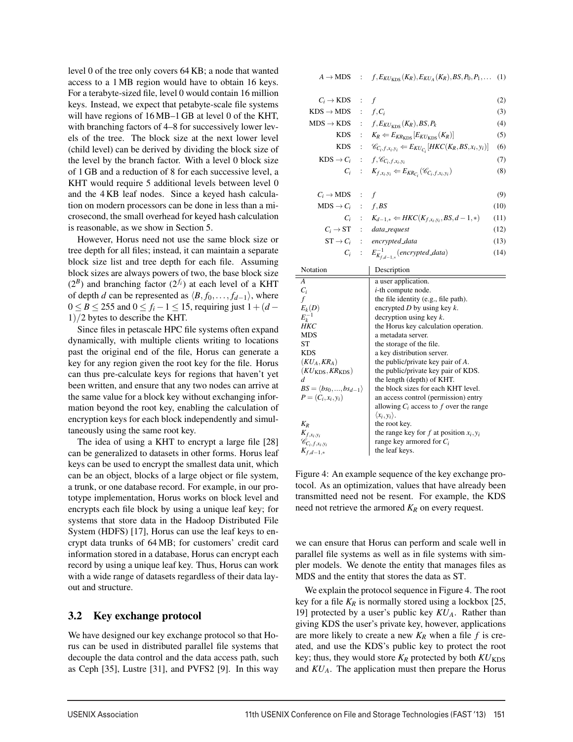level 0 of the tree only covers 64 KB; a node that wanted access to a 1 MB region would have to obtain 16 keys. For a terabyte-sized file, level 0 would contain 16 million keys. Instead, we expect that petabyte-scale file systems will have regions of 16 MB–1 GB at level 0 of the KHT, with branching factors of 4–8 for successively lower levels of the tree. The block size at the next lower level (child level) can be derived by dividing the block size of the level by the branch factor. With a level 0 block size of 1 GB and a reduction of 8 for each successive level, a KHT would require 5 additional levels between level 0 and the 4 KB leaf nodes. Since a keyed hash calculation on modern processors can be done in less than a microsecond, the small overhead for keyed hash calculation is reasonable, as we show in Section 5.

However, Horus need not use the same block size or tree depth for all files; instead, it can maintain a separate block size list and tree depth for each file. Assuming block sizes are always powers of two, the base block size ($2^B$) and branching factor ($2^{f_i}$) at each level of a KHT of depth $d$ can be represented as $\langle B, f_0, \ldots, f_{d-1} \rangle$, where $0 \leq B \leq 255$ and $0 \leq f_i - 1 \leq 15$, requiring just $1 + (d-1)/2$ bytes to describe the KHT.

Since files in petascale HPC file systems often expand dynamically, with multiple clients writing to locations past the original end of the file, Horus can generate a key for any region given the root key for the file. Horus can thus pre-calculate keys for regions that haven't yet been written, and ensure that any two nodes can arrive at the same value for a block key without exchanging information beyond the root key, enabling the calculation of encryption keys for each block independently and simultaneously using the same root key.

The idea of using a KHT to encrypt a large file [28] can be generalized to datasets in other forms. Horus leaf keys can be used to encrypt the smallest data unit, which can be an object, blocks of a large object or file system, a trunk, or one database record. For example, in our prototype implementation, Horus works on block level and encrypts each file block by using a unique leaf key; for systems that store data in the Hadoop Distributed File System (HDFS) [17], Horus can use the leaf keys to encrypt data trunks of 64 MB; for customers' credit card information stored in a database, Horus can encrypt each record by using a unique leaf key. Thus, Horus can work with a wide range of datasets regardless of their data layout and structure.

## 3.2 Key exchange protocol

We have designed our key exchange protocol so that Horus can be used in distributed parallel file systems that decouple the data control and the data access path, such as Ceph [35], Lustre [31], and PVFS2 [9]. In this way we can ensure that Horus can perform and scale well in parallel file systems as well as in file systems with simpler models. We denote the entity that manages files as MDS and the entity that stores the data as ST.

We explain the protocol sequence in Figure 4. The root key for a file $K_R$ is normally stored using a lockbox [25, 19] protected by a user's public key $KU_A$. Rather than giving KDS the user's private key, however, applications are more likely to create a new $K_R$ when a file $f$ is created, and use the KDS's public key to protect the root key; thus, they would store $K_R$ protected by both $KU_{\text{KDS}}$ and $KU_A$. The application must then prepare the Horus

$$A \rightarrow \text{MDS} \quad : \quad f, E_{KU_{\text{KDS}}}(K_R), E_{KU_A}(K_R), BS, P_0, P_1, \ldots \quad (1)$$

$$C_i \rightarrow \text{KDS} \quad : \quad f \quad (2)$$

$$\text{KDS} \rightarrow \text{MDS} \quad : \quad f, C_i \quad (3)$$

$$\text{MDS} \rightarrow \text{KDS} \quad : \quad f, E_{KU_{\text{KDS}}}(K_R), BS, P_k \quad (4)$$

$$\text{KDS} \quad : \quad K_R \Leftarrow E_{KR_{\text{KDS}}}[E_{KU_{\text{KDS}}}(K_R)] \quad (5)$$

$$\text{KDS} \quad : \quad \mathscr{C}_{C_i,f,x_i,y_i} \Leftarrow E_{KU_{C_i}}[HKC(K_R, BS, x_i, y_i)] \quad (6)$$

$$\text{KDS} \rightarrow C_i \quad : \quad f, \mathscr{C}_{C_i,f,x_i,y_i} \quad (7)$$

$$C_i \quad : \quad K_{f,x_i,y_i} \Leftarrow E_{KR_{C_i}}(\mathscr{C}_{C_i,f,x_i,y_i}) \quad (8)$$

$$C_i \rightarrow \text{MDS} \quad : \quad f \quad (9)$$

$$\text{MDS} \rightarrow C_i \quad : \quad f, BS \quad (10)$$

$$C_i \quad : \quad K_{d-1,*} \Leftarrow HKC(K_{f,x_i,y_i}, BS, d-1, *) \quad (11)$$

$$C_i \rightarrow \text{ST} \quad : \quad data\_request \quad (12)$$

$$\text{ST} \rightarrow C_i \quad : \quad encrypted\_data \quad (13)$$

$$C_i \quad : \quad E^{-1}_{K_{f,d-1,*}}(encrypted\_data) \quad (14)$$

| Notation | Description |
|---|---|
| $A$ | a user application. |
| $C_i$ | $i$-th compute node. |
| $f$ | the file identity (e.g., file path). |
| $E_k(D)$ | encrypted $D$ by using key $k$. |
| $E_k^{-1}$ | decryption using key $k$. |
| $HKC$ | the Horus key calculation operation. |
| MDS | a metadata server. |
| ST | the storage of the file. |
| KDS | a key distribution server. |
| $(KU_A, KR_A)$ | the public/private key pair of $A$. |
| $(KU_{\text{KDS}}, KR_{\text{KDS}})$ | the public/private key pair of KDS. |
| $d$ | the length (depth) of KHT. |
| $BS = \langle bs_0, ..., bs_{d-1} \rangle$ | the block sizes for each KHT level. |
| $P = (C_i, x_i, y_i)$ | an access control (permission) entry allowing $C_i$ access to $f$ over the range $\langle x_i, y_i \rangle$. |
| $K_R$ | the root key. |
| $K_{f,x_i,y_i}$ | the range key for $f$ at position $x_i, y_i$ |
| $\mathscr{C}_{C_i,f,x_i,y_i}$ | range key armored for $C_i$ |
| $K_{f,d-1,*}$ | the leaf keys. |

Figure 4: An example sequence of the key exchange protocol. As an optimization, values that have already been transmitted need not be resent. For example, the KDS need not retrieve the armored $K_R$ on every request.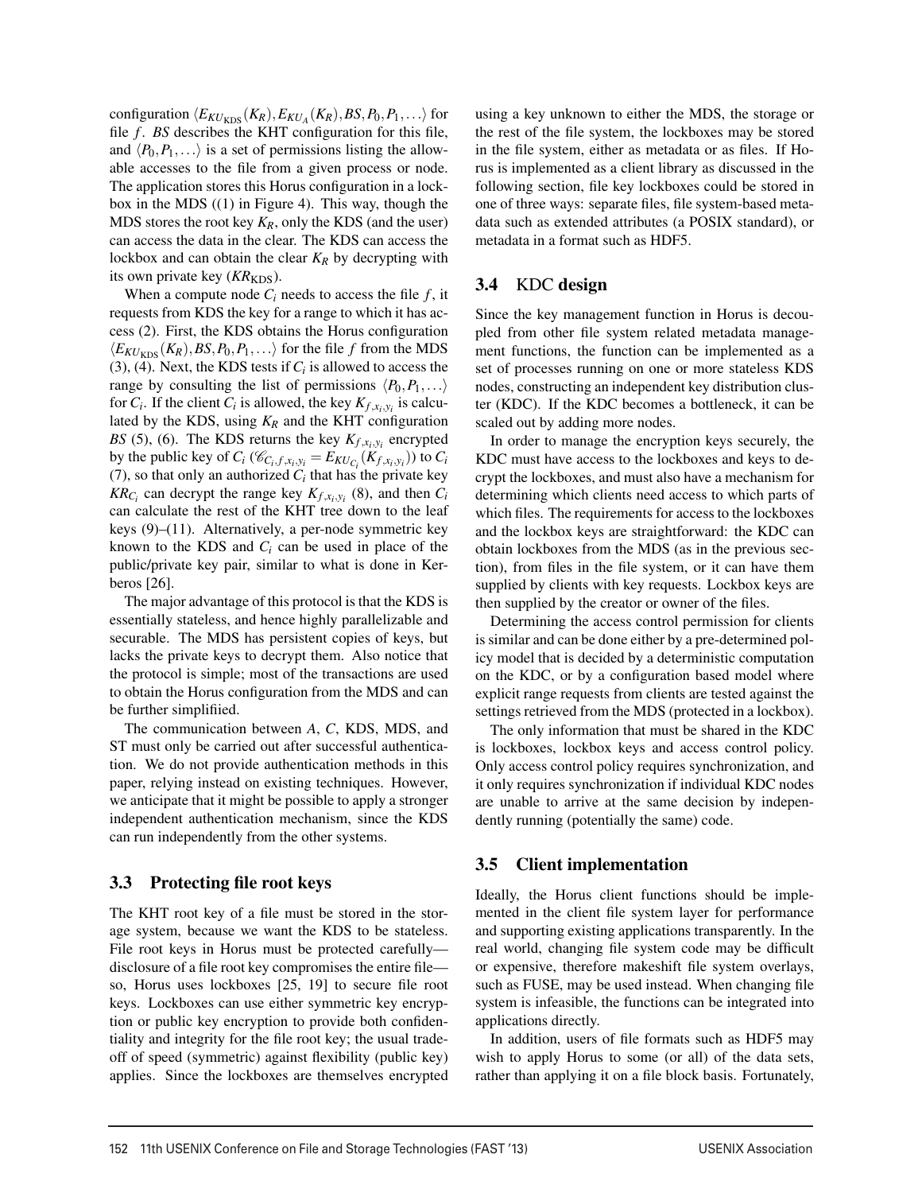configuration $\langle E_{KU_{\text{KDS}}}(K_R), E_{KU_A}(K_R), BS, P_0, P_1, \ldots\rangle$ for file $f$. $BS$ describes the KHT configuration for this file, and $\langle P_0, P_1, \ldots\rangle$ is a set of permissions listing the allowable accesses to the file from a given process or node. The application stores this Horus configuration in a lockbox in the MDS ((1) in Figure 4). This way, though the MDS stores the root key $K_R$, only the KDS (and the user) can access the data in the clear. The KDS can access the lockbox and can obtain the clear $K_R$ by decrypting with its own private key ($KR_{\text{KDS}}$).

When a compute node $C_i$ needs to access the file $f$, it requests from KDS the key for a range to which it has access (2). First, the KDS obtains the Horus configuration $\langle E_{KU_{\text{KDS}}}(K_R), BS, P_0, P_1, \ldots\rangle$ for the file $f$ from the MDS (3), (4). Next, the KDS tests if $C_i$ is allowed to access the range by consulting the list of permissions $\langle P_0, P_1, \ldots\rangle$ for $C_i$. If the client $C_i$ is allowed, the key $K_{f,x_i,y_i}$ is calculated by the KDS, using $K_R$ and the KHT configuration $BS$ (5), (6). The KDS returns the key $K_{f,x_i,y_i}$ encrypted by the public key of $C_i$ ($\mathscr{C}_{C_i,f,x_i,y_i} = E_{KU_{C_i}}(K_{f,x_i,y_i})$) to $C_i$ (7), so that only an authorized $C_i$ that has the private key $KR_{C_i}$ can decrypt the range key $K_{f,x_i,y_i}$ (8), and then $C_i$ can calculate the rest of the KHT tree down to the leaf keys (9)–(11). Alternatively, a per-node symmetric key known to the KDS and $C_i$ can be used in place of the public/private key pair, similar to what is done in Kerberos [26].

The major advantage of this protocol is that the KDS is essentially stateless, and hence highly parallelizable and securable. The MDS has persistent copies of keys, but lacks the private keys to decrypt them. Also notice that the protocol is simple; most of the transactions are used to obtain the Horus configuration from the MDS and can be further simplifiied.

The communication between $A$, $C$, KDS, MDS, and ST must only be carried out after successful authentication. We do not provide authentication methods in this paper, relying instead on existing techniques. However, we anticipate that it might be possible to apply a stronger independent authentication mechanism, since the KDS can run independently from the other systems.

## 3.3 Protecting file root keys

The KHT root key of a file must be stored in the storage system, because we want the KDS to be stateless. File root keys in Horus must be protected carefully—disclosure of a file root key compromises the entire file—so, Horus uses lockboxes [25, 19] to secure file root keys. Lockboxes can use either symmetric key encryption or public key encryption to provide both confidentiality and integrity for the file root key; the usual tradeoff of speed (symmetric) against flexibility (public key) applies. Since the lockboxes are themselves encrypted using a key unknown to either the MDS, the storage or the rest of the file system, the lockboxes may be stored in the file system, either as metadata or as files. If Horus is implemented as a client library as discussed in the following section, file key lockboxes could be stored in one of three ways: separate files, file system-based metadata such as extended attributes (a POSIX standard), or metadata in a format such as HDF5.

## 3.4 KDC design

Since the key management function in Horus is decoupled from other file system related metadata management functions, the function can be implemented as a set of processes running on one or more stateless KDS nodes, constructing an independent key distribution cluster (KDC). If the KDC becomes a bottleneck, it can be scaled out by adding more nodes.

In order to manage the encryption keys securely, the KDC must have access to the lockboxes and keys to decrypt the lockboxes, and must also have a mechanism for determining which clients need access to which parts of which files. The requirements for access to the lockboxes and the lockbox keys are straightforward: the KDC can obtain lockboxes from the MDS (as in the previous section), from files in the file system, or it can have them supplied by clients with key requests. Lockbox keys are then supplied by the creator or owner of the files.

Determining the access control permission for clients is similar and can be done either by a pre-determined policy model that is decided by a deterministic computation on the KDC, or by a configuration based model where explicit range requests from clients are tested against the settings retrieved from the MDS (protected in a lockbox).

The only information that must be shared in the KDC is lockboxes, lockbox keys and access control policy. Only access control policy requires synchronization, and it only requires synchronization if individual KDC nodes are unable to arrive at the same decision by independently running (potentially the same) code.

## 3.5 Client implementation

Ideally, the Horus client functions should be implemented in the client file system layer for performance and supporting existing applications transparently. In the real world, changing file system code may be difficult or expensive, therefore makeshift file system overlays, such as FUSE, may be used instead. When changing file system is infeasible, the functions can be integrated into applications directly.

In addition, users of file formats such as HDF5 may wish to apply Horus to some (or all) of the data sets, rather than applying it on a file block basis. Fortunately,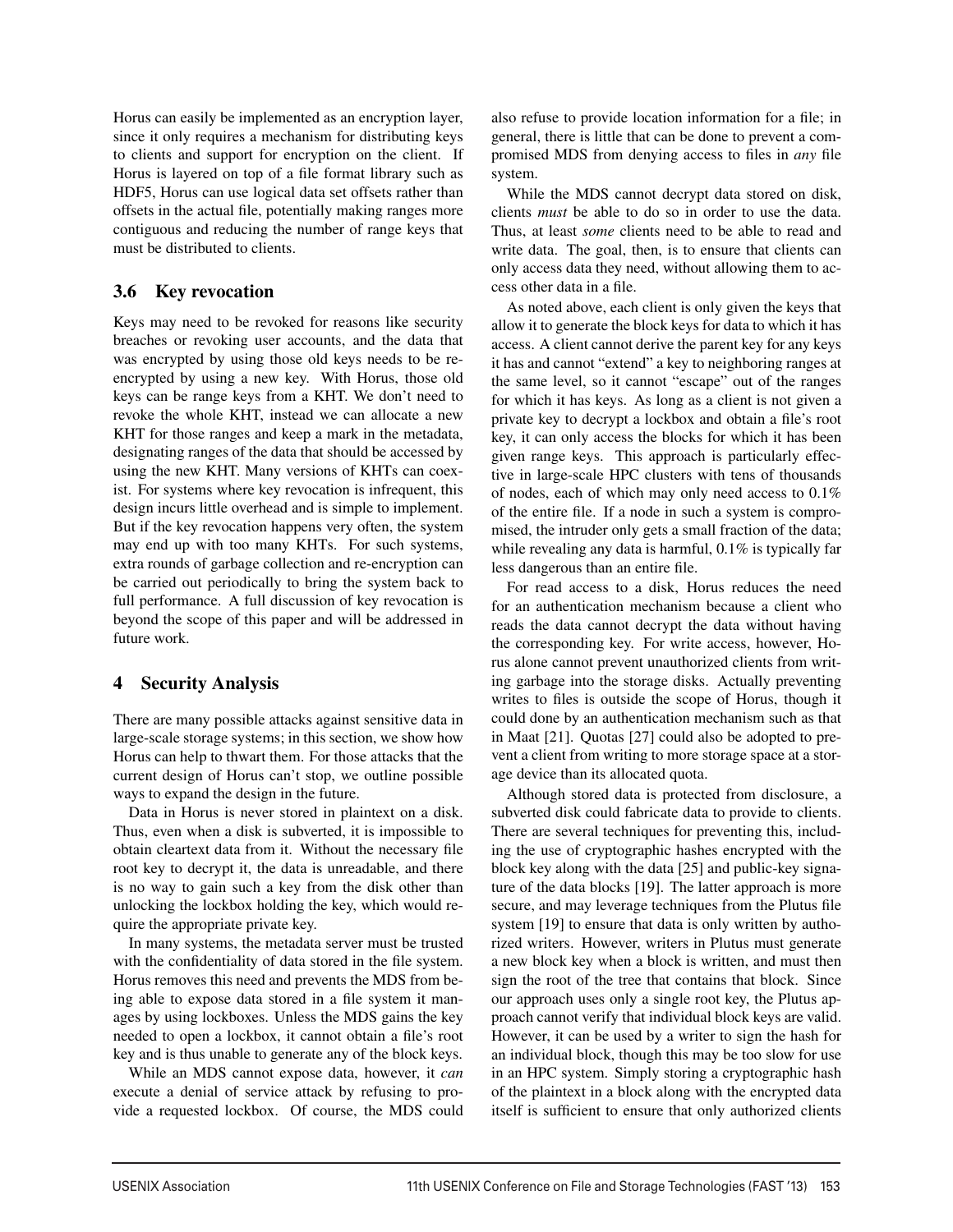Horus can easily be implemented as an encryption layer, since it only requires a mechanism for distributing keys to clients and support for encryption on the client. If Horus is layered on top of a file format library such as HDF5, Horus can use logical data set offsets rather than offsets in the actual file, potentially making ranges more contiguous and reducing the number of range keys that must be distributed to clients.

### 3.6 Key revocation

Keys may need to be revoked for reasons like security breaches or revoking user accounts, and the data that was encrypted by using those old keys needs to be re-encrypted by using a new key. With Horus, those old keys can be range keys from a KHT. We don't need to revoke the whole KHT, instead we can allocate a new KHT for those ranges and keep a mark in the metadata, designating ranges of the data that should be accessed by using the new KHT. Many versions of KHTs can coexist. For systems where key revocation is infrequent, this design incurs little overhead and is simple to implement. But if the key revocation happens very often, the system may end up with too many KHTs. For such systems, extra rounds of garbage collection and re-encryption can be carried out periodically to bring the system back to full performance. A full discussion of key revocation is beyond the scope of this paper and will be addressed in future work.

## 4 Security Analysis

There are many possible attacks against sensitive data in large-scale storage systems; in this section, we show how Horus can help to thwart them. For those attacks that the current design of Horus can't stop, we outline possible ways to expand the design in the future.

Data in Horus is never stored in plaintext on a disk. Thus, even when a disk is subverted, it is impossible to obtain cleartext data from it. Without the necessary file root key to decrypt it, the data is unreadable, and there is no way to gain such a key from the disk other than unlocking the lockbox holding the key, which would require the appropriate private key.

In many systems, the metadata server must be trusted with the confidentiality of data stored in the file system. Horus removes this need and prevents the MDS from being able to expose data stored in a file system it manages by using lockboxes. Unless the MDS gains the key needed to open a lockbox, it cannot obtain a file's root key and is thus unable to generate any of the block keys.

While an MDS cannot expose data, however, it *can* execute a denial of service attack by refusing to provide a requested lockbox. Of course, the MDS could also refuse to provide location information for a file; in general, there is little that can be done to prevent a compromised MDS from denying access to files in *any* file system.

While the MDS cannot decrypt data stored on disk, clients *must* be able to do so in order to use the data. Thus, at least *some* clients need to be able to read and write data. The goal, then, is to ensure that clients can only access data they need, without allowing them to access other data in a file.

As noted above, each client is only given the keys that allow it to generate the block keys for data to which it has access. A client cannot derive the parent key for any keys it has and cannot "extend" a key to neighboring ranges at the same level, so it cannot "escape" out of the ranges for which it has keys. As long as a client is not given a private key to decrypt a lockbox and obtain a file's root key, it can only access the blocks for which it has been given range keys. This approach is particularly effective in large-scale HPC clusters with tens of thousands of nodes, each of which may only need access to 0.1% of the entire file. If a node in such a system is compromised, the intruder only gets a small fraction of the data; while revealing any data is harmful, 0.1% is typically far less dangerous than an entire file.

For read access to a disk, Horus reduces the need for an authentication mechanism because a client who reads the data cannot decrypt the data without having the corresponding key. For write access, however, Horus alone cannot prevent unauthorized clients from writing garbage into the storage disks. Actually preventing writes to files is outside the scope of Horus, though it could done by an authentication mechanism such as that in Maat [21]. Quotas [27] could also be adopted to prevent a client from writing to more storage space at a storage device than its allocated quota.

Although stored data is protected from disclosure, a subverted disk could fabricate data to provide to clients. There are several techniques for preventing this, including the use of cryptographic hashes encrypted with the block key along with the data [25] and public-key signature of the data blocks [19]. The latter approach is more secure, and may leverage techniques from the Plutus file system [19] to ensure that data is only written by authorized writers. However, writers in Plutus must generate a new block key when a block is written, and must then sign the root of the tree that contains that block. Since our approach uses only a single root key, the Plutus approach cannot verify that individual block keys are valid. However, it can be used by a writer to sign the hash for an individual block, though this may be too slow for use in an HPC system. Simply storing a cryptographic hash of the plaintext in a block along with the encrypted data itself is sufficient to ensure that only authorized clients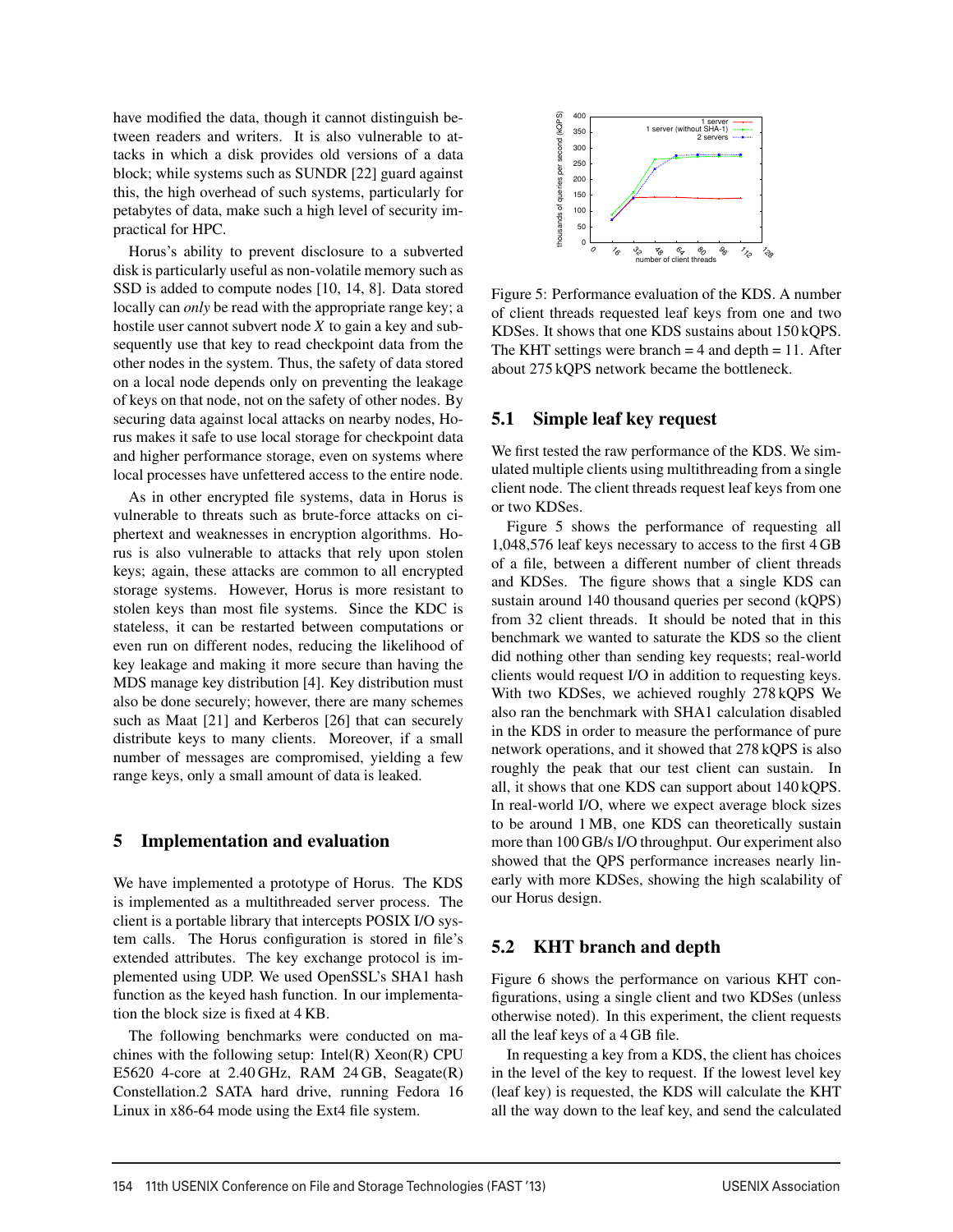have modified the data, though it cannot distinguish between readers and writers. It is also vulnerable to attacks in which a disk provides old versions of a data block; while systems such as SUNDR [22] guard against this, the high overhead of such systems, particularly for petabytes of data, make such a high level of security impractical for HPC.

Horus's ability to prevent disclosure to a subverted disk is particularly useful as non-volatile memory such as SSD is added to compute nodes [10, 14, 8]. Data stored locally can *only* be read with the appropriate range key; a hostile user cannot subvert node $X$ to gain a key and subsequently use that key to read checkpoint data from the other nodes in the system. Thus, the safety of data stored on a local node depends only on preventing the leakage of keys on that node, not on the safety of other nodes. By securing data against local attacks on nearby nodes, Horus makes it safe to use local storage for checkpoint data and higher performance storage, even on systems where local processes have unfettered access to the entire node.

As in other encrypted file systems, data in Horus is vulnerable to threats such as brute-force attacks on ciphertext and weaknesses in encryption algorithms. Horus is also vulnerable to attacks that rely upon stolen keys; again, these attacks are common to all encrypted storage systems. However, Horus is more resistant to stolen keys than most file systems. Since the KDC is stateless, it can be restarted between computations or even run on different nodes, reducing the likelihood of key leakage and making it more secure than having the MDS manage key distribution [4]. Key distribution must also be done securely; however, there are many schemes such as Maat [21] and Kerberos [26] that can securely distribute keys to many clients. Moreover, if a small number of messages are compromised, yielding a few range keys, only a small amount of data is leaked.

## 5 Implementation and evaluation

We have implemented a prototype of Horus. The KDS is implemented as a multithreaded server process. The client is a portable library that intercepts POSIX I/O system calls. The Horus configuration is stored in file's extended attributes. The key exchange protocol is implemented using UDP. We used OpenSSL's SHA1 hash function as the keyed hash function. In our implementation the block size is fixed at 4 KB.

The following benchmarks were conducted on machines with the following setup: Intel(R) Xeon(R) CPU E5620 4-core at 2.40 GHz, RAM 24 GB, Seagate(R) Constellation.2 SATA hard drive, running Fedora 16 Linux in x86-64 mode using the Ext4 file system.

Figure 5: Performance evaluation of the KDS. A number of client threads requested leaf keys from one and two KDSes. It shows that one KDS sustains about 150 kQPS. The KHT settings were branch = 4 and depth = 11. After about 275 kQPS network became the bottleneck.

### 5.1 Simple leaf key request

We first tested the raw performance of the KDS. We simulated multiple clients using multithreading from a single client node. The client threads request leaf keys from one or two KDSes.

Figure 5 shows the performance of requesting all 1,048,576 leaf keys necessary to access to the first 4 GB of a file, between a different number of client threads and KDSes. The figure shows that a single KDS can sustain around 140 thousand queries per second (kQPS) from 32 client threads. It should be noted that in this benchmark we wanted to saturate the KDS so the client did nothing other than sending key requests; real-world clients would request I/O in addition to requesting keys. With two KDSes, we achieved roughly 278 kQPS We also ran the benchmark with SHA1 calculation disabled in the KDS in order to measure the performance of pure network operations, and it showed that 278 kQPS is also roughly the peak that our test client can sustain. In all, it shows that one KDS can support about 140 kQPS. In real-world I/O, where we expect average block sizes to be around 1 MB, one KDS can theoretically sustain more than 100 GB/s I/O throughput. Our experiment also showed that the QPS performance increases nearly linearly with more KDSes, showing the high scalability of our Horus design.

### 5.2 KHT branch and depth

Figure 6 shows the performance on various KHT configurations, using a single client and two KDSes (unless otherwise noted). In this experiment, the client requests all the leaf keys of a 4 GB file.

In requesting a key from a KDS, the client has choices in the level of the key to request. If the lowest level key (leaf key) is requested, the KDS will calculate the KHT all the way down to the leaf key, and send the calculated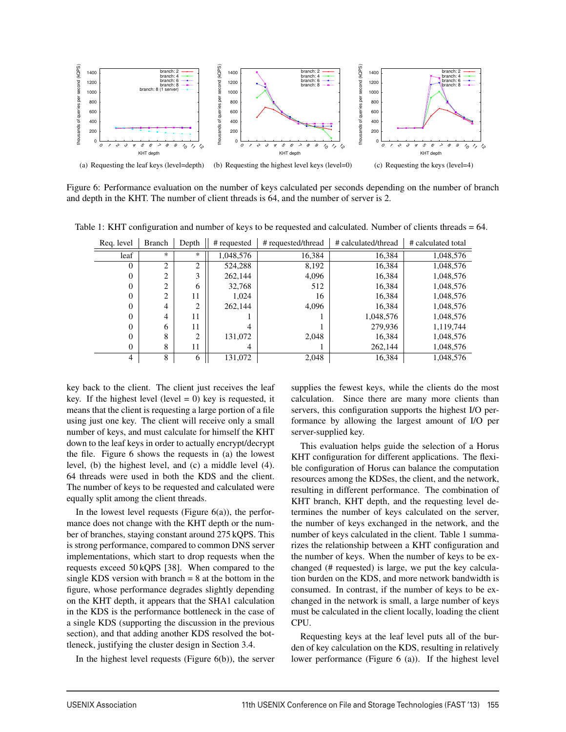(a) Requesting the leaf keys (level=depth) (b) Requesting the highest level keys (level=0) (c) Requesting the keys (level=4)

Figure 6: Performance evaluation on the number of keys calculated per seconds depending on the number of branch and depth in the KHT. The number of client threads is 64, and the number of server is 2.

Table 1: KHT configuration and number of keys to be requested and calculated. Number of clients threads = 64.

| Req. level | Branch | Depth | # requested | # requested/thread | # calculated/thread | # calculated total |
|---|---|---|---|---|---|---|
| leaf | * | * | 1,048,576 | 16,384 | 16,384 | 1,048,576 |
| 0 | 2 | 2 | 524,288 | 8,192 | 16,384 | 1,048,576 |
| 0 | 2 | 3 | 262,144 | 4,096 | 16,384 | 1,048,576 |
| 0 | 2 | 6 | 32,768 | 512 | 16,384 | 1,048,576 |
| 0 | 2 | 11 | 1,024 | 16 | 16,384 | 1,048,576 |
| 0 | 4 | 2 | 262,144 | 4,096 | 16,384 | 1,048,576 |
| 0 | 4 | 11 | 1 | 1 | 1,048,576 | 1,048,576 |
| 0 | 6 | 11 | 4 | 1 | 279,936 | 1,119,744 |
| 0 | 8 | 2 | 131,072 | 2,048 | 16,384 | 1,048,576 |
| 0 | 8 | 11 | 4 | 1 | 262,144 | 1,048,576 |
| 4 | 8 | 6 | 131,072 | 2,048 | 16,384 | 1,048,576 |

key back to the client. The client just receives the leaf key. If the highest level (level = 0) key is requested, it means that the client is requesting a large portion of a file using just one key. The client will receive only a small number of keys, and must calculate for himself the KHT down to the leaf keys in order to actually encrypt/decrypt the file. Figure 6 shows the requests in (a) the lowest level, (b) the highest level, and (c) a middle level (4). 64 threads were used in both the KDS and the client. The number of keys to be requested and calculated were equally split among the client threads.

In the lowest level requests (Figure 6(a)), the performance does not change with the KHT depth or the number of branches, staying constant around 275 kQPS. This is strong performance, compared to common DNS server implementations, which start to drop requests when the requests exceed 50 kQPS [38]. When compared to the single KDS version with branch = 8 at the bottom in the figure, whose performance degrades slightly depending on the KHT depth, it appears that the SHA1 calculation in the KDS is the performance bottleneck in the case of a single KDS (supporting the discussion in the previous section), and that adding another KDS resolved the bottleneck, justifying the cluster design in Section 3.4.

In the highest level requests (Figure 6(b)), the server supplies the fewest keys, while the clients do the most calculation. Since there are many more clients than servers, this configuration supports the highest I/O performance by allowing the largest amount of I/O per server-supplied key.

This evaluation helps guide the selection of a Horus KHT configuration for different applications. The flexible configuration of Horus can balance the computation resources among the KDSes, the client, and the network, resulting in different performance. The combination of KHT branch, KHT depth, and the requesting level determines the number of keys calculated on the server, the number of keys exchanged in the network, and the number of keys calculated in the client. Table 1 summarizes the relationship between a KHT configuration and the number of keys. When the number of keys to be exchanged (# requested) is large, we put the key calculation burden on the KDS, and more network bandwidth is consumed. In contrast, if the number of keys to be exchanged in the network is small, a large number of keys must be calculated in the client locally, loading the client CPU.

Requesting keys at the leaf level puts all of the burden of key calculation on the KDS, resulting in relatively lower performance (Figure 6 (a)). If the highest level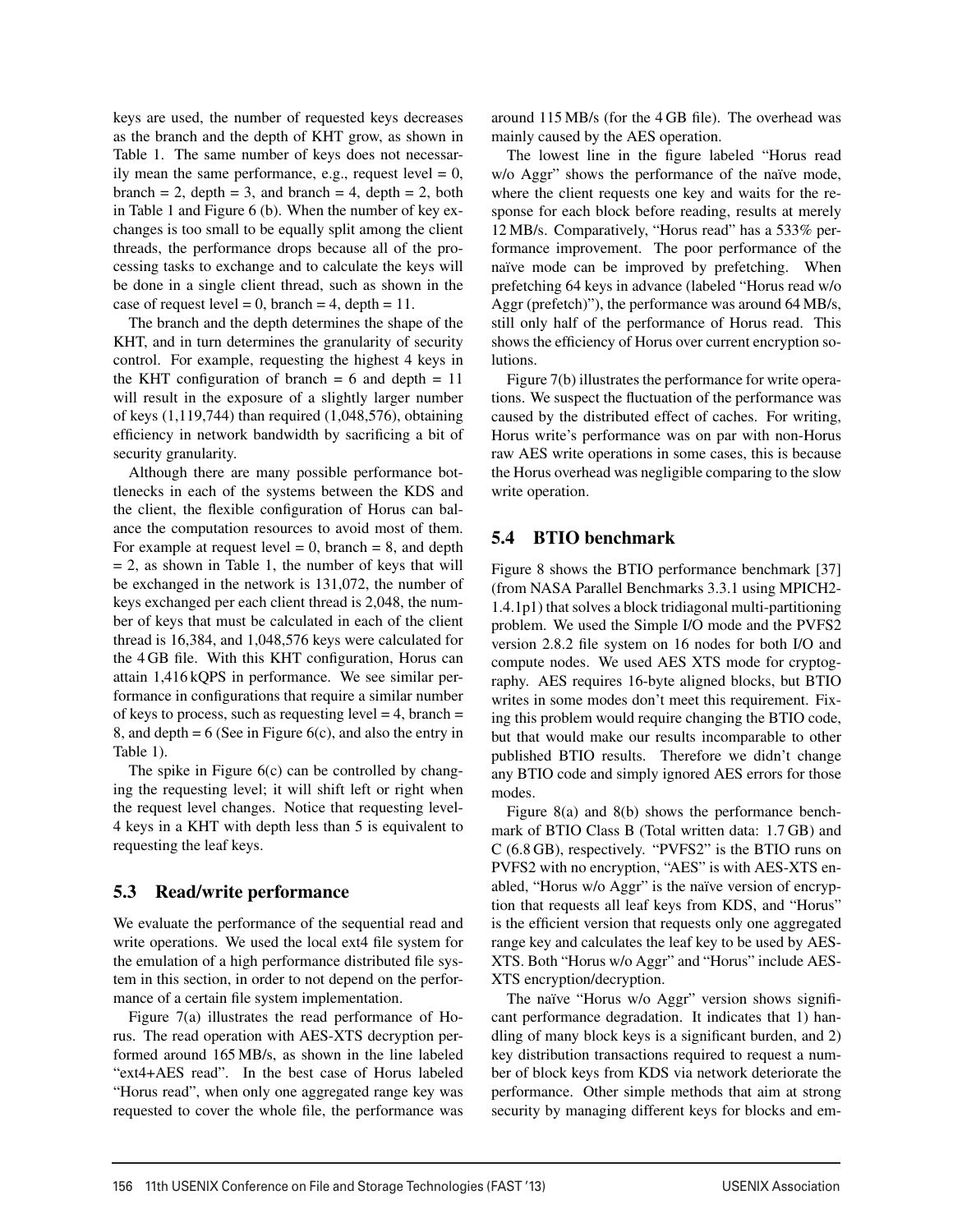keys are used, the number of requested keys decreases as the branch and the depth of KHT grow, as shown in Table 1. The same number of keys does not necessarily mean the same performance, e.g., request level = 0, branch = 2, depth = 3, and branch = 4, depth = 2, both in Table 1 and Figure 6 (b). When the number of key exchanges is too small to be equally split among the client threads, the performance drops because all of the processing tasks to exchange and to calculate the keys will be done in a single client thread, such as shown in the case of request level = 0, branch = 4, depth = 11.

The branch and the depth determines the shape of the KHT, and in turn determines the granularity of security control. For example, requesting the highest 4 keys in the KHT configuration of branch = 6 and depth = 11 will result in the exposure of a slightly larger number of keys (1,119,744) than required (1,048,576), obtaining efficiency in network bandwidth by sacrificing a bit of security granularity.

Although there are many possible performance bottlenecks in each of the systems between the KDS and the client, the flexible configuration of Horus can balance the computation resources to avoid most of them. For example at request level = 0, branch = 8, and depth = 2, as shown in Table 1, the number of keys that will be exchanged in the network is 131,072, the number of keys exchanged per each client thread is 2,048, the number of keys that must be calculated in each of the client thread is 16,384, and 1,048,576 keys were calculated for the 4 GB file. With this KHT configuration, Horus can attain 1,416 kQPS in performance. We see similar performance in configurations that require a similar number of keys to process, such as requesting level = 4, branch = 8, and depth = 6 (See in Figure 6(c), and also the entry in Table 1).

The spike in Figure 6(c) can be controlled by changing the requesting level; it will shift left or right when the request level changes. Notice that requesting level-4 keys in a KHT with depth less than 5 is equivalent to requesting the leaf keys.

## 5.3 Read/write performance

We evaluate the performance of the sequential read and write operations. We used the local ext4 file system for the emulation of a high performance distributed file system in this section, in order to not depend on the performance of a certain file system implementation.

Figure 7(a) illustrates the read performance of Horus. The read operation with AES-XTS decryption performed around 165 MB/s, as shown in the line labeled "ext4+AES read". In the best case of Horus labeled "Horus read", when only one aggregated range key was requested to cover the whole file, the performance was around 115 MB/s (for the 4 GB file). The overhead was mainly caused by the AES operation.

The lowest line in the figure labeled "Horus read w/o Aggr" shows the performance of the naïve mode, where the client requests one key and waits for the response for each block before reading, results at merely 12 MB/s. Comparatively, "Horus read" has a 533% performance improvement. The poor performance of the naïve mode can be improved by prefetching. When prefetching 64 keys in advance (labeled "Horus read w/o Aggr (prefetch)"), the performance was around 64 MB/s, still only half of the performance of Horus read. This shows the efficiency of Horus over current encryption solutions.

Figure 7(b) illustrates the performance for write operations. We suspect the fluctuation of the performance was caused by the distributed effect of caches. For writing, Horus write's performance was on par with non-Horus raw AES write operations in some cases, this is because the Horus overhead was negligible comparing to the slow write operation.

## 5.4 BTIO benchmark

Figure 8 shows the BTIO performance benchmark [37] (from NASA Parallel Benchmarks 3.3.1 using MPICH2-1.4.1p1) that solves a block tridiagonal multi-partitioning problem. We used the Simple I/O mode and the PVFS2 version 2.8.2 file system on 16 nodes for both I/O and compute nodes. We used AES XTS mode for cryptography. AES requires 16-byte aligned blocks, but BTIO writes in some modes don't meet this requirement. Fixing this problem would require changing the BTIO code, but that would make our results incomparable to other published BTIO results. Therefore we didn't change any BTIO code and simply ignored AES errors for those modes.

Figure 8(a) and 8(b) shows the performance benchmark of BTIO Class B (Total written data: 1.7 GB) and C (6.8 GB), respectively. "PVFS2" is the BTIO runs on PVFS2 with no encryption, "AES" is with AES-XTS enabled, "Horus w/o Aggr" is the naïve version of encryption that requests all leaf keys from KDS, and "Horus" is the efficient version that requests only one aggregated range key and calculates the leaf key to be used by AES-XTS. Both "Horus w/o Aggr" and "Horus" include AES-XTS encryption/decryption.

The naïve "Horus w/o Aggr" version shows significant performance degradation. It indicates that 1) handling of many block keys is a significant burden, and 2) key distribution transactions required to request a number of block keys from KDS via network deteriorate the performance. Other simple methods that aim at strong security by managing different keys for blocks and em-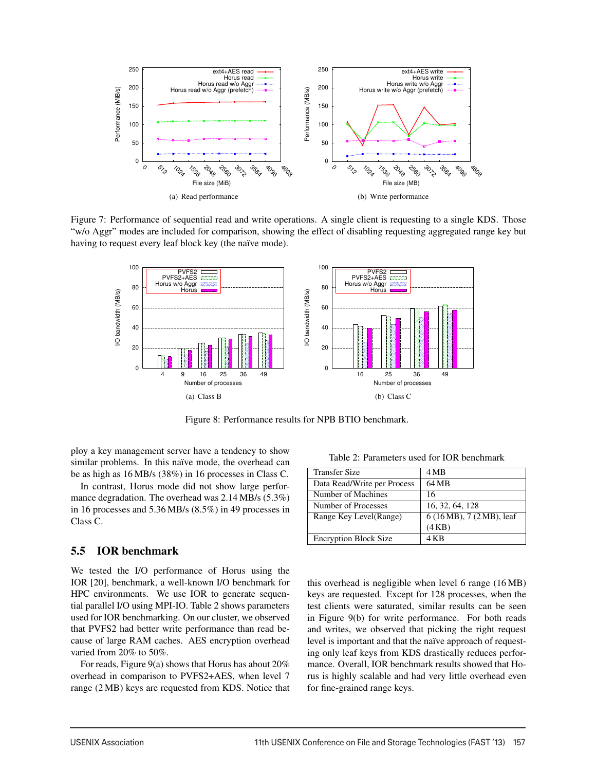Figure 7: Performance of sequential read and write operations. A single client is requesting to a single KDS. Those "w/o Aggr" modes are included for comparison, showing the effect of disabling requesting aggregated range key but having to request every leaf block key (the naïve mode).

(a) Read performance

(b) Write performance

(a) Class B

(b) Class C

Figure 8: Performance results for NPB BTIO benchmark.

ploy a key management server have a tendency to show similar problems. In this naïve mode, the overhead can be as high as 16 MB/s (38%) in 16 processes in Class C.

In contrast, Horus mode did not show large performance degradation. The overhead was 2.14 MB/s (5.3%) in 16 processes and 5.36 MB/s (8.5%) in 49 processes in Class C.

## 5.5 IOR benchmark

We tested the I/O performance of Horus using the IOR [20], benchmark, a well-known I/O benchmark for HPC environments. We use IOR to generate sequential parallel I/O using MPI-IO. Table 2 shows parameters used for IOR benchmarking. On our cluster, we observed that PVFS2 had better write performance than read because of large RAM caches. AES encryption overhead varied from 20% to 50%.

For reads, Figure 9(a) shows that Horus has about 20% overhead in comparison to PVFS2+AES, when level 7 range (2 MB) keys are requested from KDS. Notice that this overhead is negligible when level 6 range (16 MB) keys are requested. Except for 128 processes, when the test clients were saturated, similar results can be seen in Figure 9(b) for write performance. For both reads and writes, we observed that picking the right request level is important and that the naïve approach of requesting only leaf keys from KDS drastically reduces performance. Overall, IOR benchmark results showed that Horus is highly scalable and had very little overhead even for fine-grained range keys.

Table 2: Parameters used for IOR benchmark

| Transfer Size | 4 MB |
|---|---|
| Data Read/Write per Process | 64 MB |
| Number of Machines | 16 |
| Number of Processes | 16, 32, 64, 128 |
| Range Key Level(Range) | 6 (16 MB), 7 (2 MB), leaf (4 KB) |
| Encryption Block Size | 4 KB |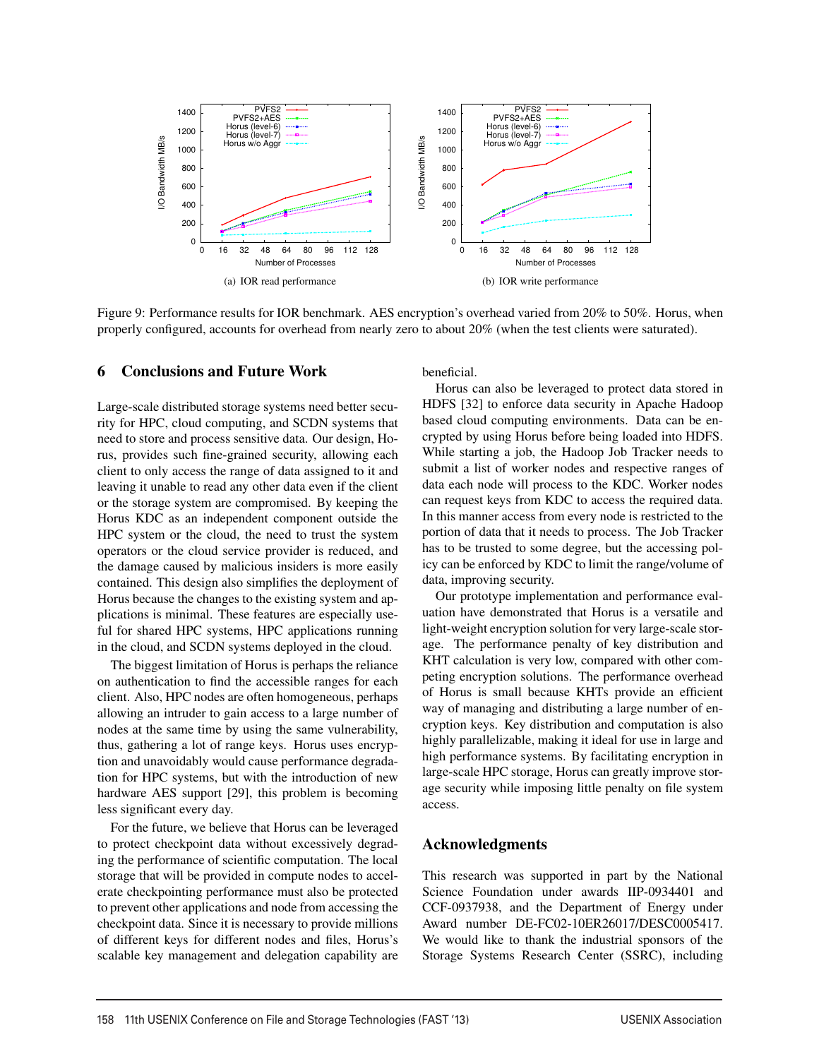(a) IOR read performance

(b) IOR write performance

Figure 9: Performance results for IOR benchmark. AES encryption's overhead varied from 20% to 50%. Horus, when properly configured, accounts for overhead from nearly zero to about 20% (when the test clients were saturated).

## 6 Conclusions and Future Work

Large-scale distributed storage systems need better security for HPC, cloud computing, and SCDN systems that need to store and process sensitive data. Our design, Horus, provides such fine-grained security, allowing each client to only access the range of data assigned to it and leaving it unable to read any other data even if the client or the storage system are compromised. By keeping the Horus KDC as an independent component outside the HPC system or the cloud, the need to trust the system operators or the cloud service provider is reduced, and the damage caused by malicious insiders is more easily contained. This design also simplifies the deployment of Horus because the changes to the existing system and applications is minimal. These features are especially useful for shared HPC systems, HPC applications running in the cloud, and SCDN systems deployed in the cloud.

The biggest limitation of Horus is perhaps the reliance on authentication to find the accessible ranges for each client. Also, HPC nodes are often homogeneous, perhaps allowing an intruder to gain access to a large number of nodes at the same time by using the same vulnerability, thus, gathering a lot of range keys. Horus uses encryption and unavoidably would cause performance degradation for HPC systems, but with the introduction of new hardware AES support [29], this problem is becoming less significant every day.

For the future, we believe that Horus can be leveraged to protect checkpoint data without excessively degrading the performance of scientific computation. The local storage that will be provided in compute nodes to accelerate checkpointing performance must also be protected to prevent other applications and node from accessing the checkpoint data. Since it is necessary to provide millions of different keys for different nodes and files, Horus's scalable key management and delegation capability are beneficial.

Horus can also be leveraged to protect data stored in HDFS [32] to enforce data security in Apache Hadoop based cloud computing environments. Data can be encrypted by using Horus before being loaded into HDFS. While starting a job, the Hadoop Job Tracker needs to submit a list of worker nodes and respective ranges of data each node will process to the KDC. Worker nodes can request keys from KDC to access the required data. In this manner access from every node is restricted to the portion of data that it needs to process. The Job Tracker has to be trusted to some degree, but the accessing policy can be enforced by KDC to limit the range/volume of data, improving security.

Our prototype implementation and performance evaluation have demonstrated that Horus is a versatile and light-weight encryption solution for very large-scale storage. The performance penalty of key distribution and KHT calculation is very low, compared with other competing encryption solutions. The performance overhead of Horus is small because KHTs provide an efficient way of managing and distributing a large number of encryption keys. Key distribution and computation is also highly parallelizable, making it ideal for use in large and high performance systems. By facilitating encryption in large-scale HPC storage, Horus can greatly improve storage security while imposing little penalty on file system access.

## Acknowledgments

This research was supported in part by the National Science Foundation under awards IIP-0934401 and CCF-0937938, and the Department of Energy under Award number DE-FC02-10ER26017/DESC0005417. We would like to thank the industrial sponsors of the Storage Systems Research Center (SSRC), including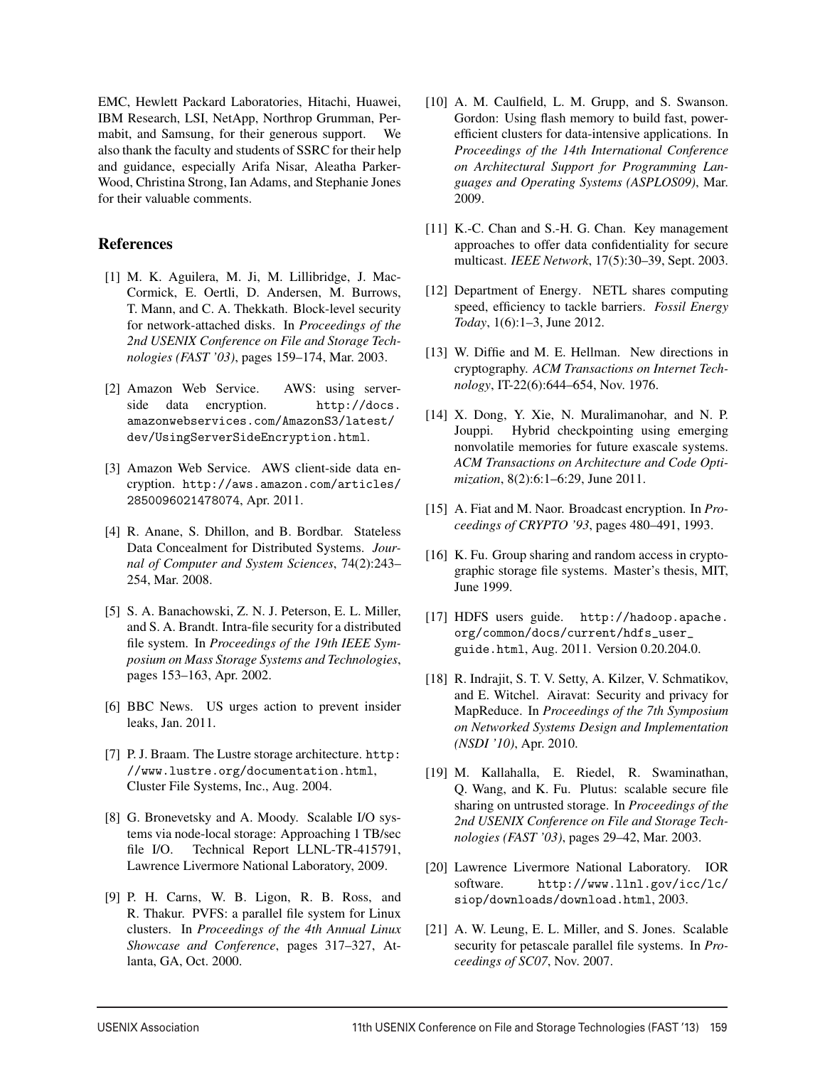EMC, Hewlett Packard Laboratories, Hitachi, Huawei, IBM Research, LSI, NetApp, Northrop Grumman, Permabit, and Samsung, for their generous support. We also thank the faculty and students of SSRC for their help and guidance, especially Arifa Nisar, Aleatha Parker-Wood, Christina Strong, Ian Adams, and Stephanie Jones for their valuable comments.

## References

[1] M. K. Aguilera, M. Ji, M. Lillibridge, J. MacCormick, E. Oertli, D. Andersen, M. Burrows, T. Mann, and C. A. Thekkath. Block-level security for network-attached disks. In *Proceedings of the 2nd USENIX Conference on File and Storage Technologies (FAST '03)*, pages 159–174, Mar. 2003.

[2] Amazon Web Service. AWS: using server-side data encryption. http://docs.amazonwebservices.com/AmazonS3/latest/dev/UsingServerSideEncryption.html.

[3] Amazon Web Service. AWS client-side data encryption. http://aws.amazon.com/articles/2850096021478074, Apr. 2011.

[4] R. Anane, S. Dhillon, and B. Bordbar. Stateless Data Concealment for Distributed Systems. *Journal of Computer and System Sciences*, 74(2):243–254, Mar. 2008.

[5] S. A. Banachowski, Z. N. J. Peterson, E. L. Miller, and S. A. Brandt. Intra-file security for a distributed file system. In *Proceedings of the 19th IEEE Symposium on Mass Storage Systems and Technologies*, pages 153–163, Apr. 2002.

[6] BBC News. US urges action to prevent insider leaks, Jan. 2011.

[7] P. J. Braam. The Lustre storage architecture. http://www.lustre.org/documentation.html, Cluster File Systems, Inc., Aug. 2004.

[8] G. Bronevetsky and A. Moody. Scalable I/O systems via node-local storage: Approaching 1 TB/sec file I/O. Technical Report LLNL-TR-415791, Lawrence Livermore National Laboratory, 2009.

[9] P. H. Carns, W. B. Ligon, R. B. Ross, and R. Thakur. PVFS: a parallel file system for Linux clusters. In *Proceedings of the 4th Annual Linux Showcase and Conference*, pages 317–327, Atlanta, GA, Oct. 2000.

[10] A. M. Caulfield, L. M. Grupp, and S. Swanson. Gordon: Using flash memory to build fast, power-efficient clusters for data-intensive applications. In *Proceedings of the 14th International Conference on Architectural Support for Programming Languages and Operating Systems (ASPLOS09)*, Mar. 2009.

[11] K.-C. Chan and S.-H. G. Chan. Key management approaches to offer data confidentiality for secure multicast. *IEEE Network*, 17(5):30–39, Sept. 2003.

[12] Department of Energy. NETL shares computing speed, efficiency to tackle barriers. *Fossil Energy Today*, 1(6):1–3, June 2012.

[13] W. Diffie and M. E. Hellman. New directions in cryptography. *ACM Transactions on Internet Technology*, IT-22(6):644–654, Nov. 1976.

[14] X. Dong, Y. Xie, N. Muralimanohar, and N. P. Jouppi. Hybrid checkpointing using emerging nonvolatile memories for future exascale systems. *ACM Transactions on Architecture and Code Optimization*, 8(2):6:1–6:29, June 2011.

[15] A. Fiat and M. Naor. Broadcast encryption. In *Proceedings of CRYPTO '93*, pages 480–491, 1993.

[16] K. Fu. Group sharing and random access in cryptographic storage file systems. Master's thesis, MIT, June 1999.

[17] HDFS users guide. http://hadoop.apache.org/common/docs/current/hdfs_user_guide.html, Aug. 2011. Version 0.20.204.0.

[18] R. Indrajit, S. T. V. Setty, A. Kilzer, V. Schmatikov, and E. Witchel. Airavat: Security and privacy for MapReduce. In *Proceedings of the 7th Symposium on Networked Systems Design and Implementation (NSDI '10)*, Apr. 2010.

[19] M. Kallahalla, E. Riedel, R. Swaminathan, Q. Wang, and K. Fu. Plutus: scalable secure file sharing on untrusted storage. In *Proceedings of the 2nd USENIX Conference on File and Storage Technologies (FAST '03)*, pages 29–42, Mar. 2003.

[20] Lawrence Livermore National Laboratory. IOR software. http://www.llnl.gov/icc/lc/siop/downloads/download.html, 2003.

[21] A. W. Leung, E. L. Miller, and S. Jones. Scalable security for petascale parallel file systems. In *Proceedings of SC07*, Nov. 2007.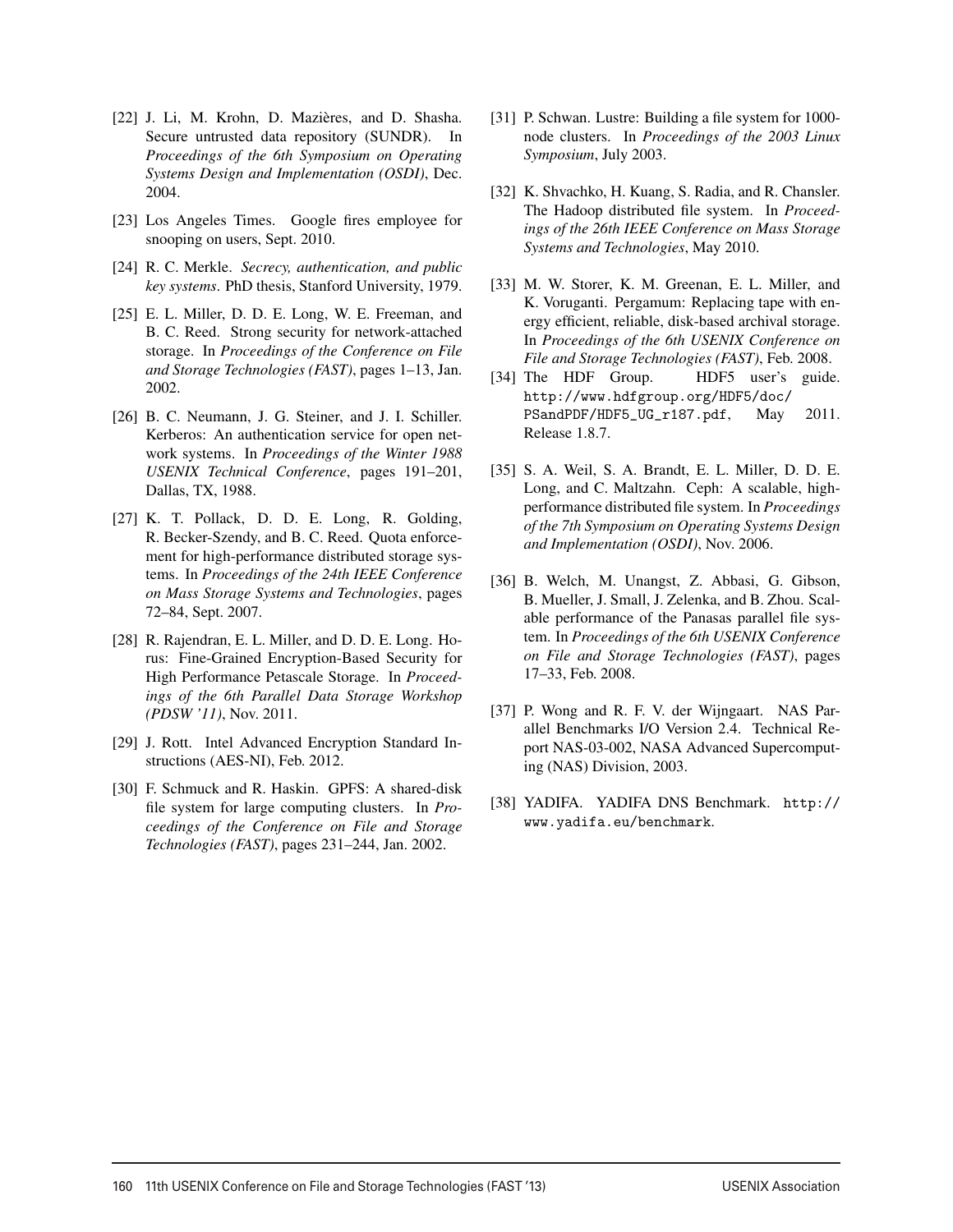[22] J. Li, M. Krohn, D. Mazières, and D. Shasha. Secure untrusted data repository (SUNDR). In *Proceedings of the 6th Symposium on Operating Systems Design and Implementation (OSDI)*, Dec. 2004.

[23] Los Angeles Times. Google fires employee for snooping on users, Sept. 2010.

[24] R. C. Merkle. *Secrecy, authentication, and public key systems*. PhD thesis, Stanford University, 1979.

[25] E. L. Miller, D. D. E. Long, W. E. Freeman, and B. C. Reed. Strong security for network-attached storage. In *Proceedings of the Conference on File and Storage Technologies (FAST)*, pages 1–13, Jan. 2002.

[26] B. C. Neumann, J. G. Steiner, and J. I. Schiller. Kerberos: An authentication service for open network systems. In *Proceedings of the Winter 1988 USENIX Technical Conference*, pages 191–201, Dallas, TX, 1988.

[27] K. T. Pollack, D. D. E. Long, R. Golding, R. Becker-Szendy, and B. C. Reed. Quota enforcement for high-performance distributed storage systems. In *Proceedings of the 24th IEEE Conference on Mass Storage Systems and Technologies*, pages 72–84, Sept. 2007.

[28] R. Rajendran, E. L. Miller, and D. D. E. Long. Horus: Fine-Grained Encryption-Based Security for High Performance Petascale Storage. In *Proceedings of the 6th Parallel Data Storage Workshop (PDSW '11)*, Nov. 2011.

[29] J. Rott. Intel Advanced Encryption Standard Instructions (AES-NI), Feb. 2012.

[30] F. Schmuck and R. Haskin. GPFS: A shared-disk file system for large computing clusters. In *Proceedings of the Conference on File and Storage Technologies (FAST)*, pages 231–244, Jan. 2002.

[31] P. Schwan. Lustre: Building a file system for 1000-node clusters. In *Proceedings of the 2003 Linux Symposium*, July 2003.

[32] K. Shvachko, H. Kuang, S. Radia, and R. Chansler. The Hadoop distributed file system. In *Proceedings of the 26th IEEE Conference on Mass Storage Systems and Technologies*, May 2010.

[33] M. W. Storer, K. M. Greenan, E. L. Miller, and K. Voruganti. Pergamum: Replacing tape with energy efficient, reliable, disk-based archival storage. In *Proceedings of the 6th USENIX Conference on File and Storage Technologies (FAST)*, Feb. 2008.

[34] The HDF Group. HDF5 user's guide. `http://www.hdfgroup.org/HDF5/doc/PSandPDF/HDF5_UG_r187.pdf`, May 2011. Release 1.8.7.

[35] S. A. Weil, S. A. Brandt, E. L. Miller, D. D. E. Long, and C. Maltzahn. Ceph: A scalable, high-performance distributed file system. In *Proceedings of the 7th Symposium on Operating Systems Design and Implementation (OSDI)*, Nov. 2006.

[36] B. Welch, M. Unangst, Z. Abbasi, G. Gibson, B. Mueller, J. Small, J. Zelenka, and B. Zhou. Scalable performance of the Panasas parallel file system. In *Proceedings of the 6th USENIX Conference on File and Storage Technologies (FAST)*, pages 17–33, Feb. 2008.

[37] P. Wong and R. F. V. der Wijngaart. NAS Parallel Benchmarks I/O Version 2.4. Technical Report NAS-03-002, NASA Advanced Supercomputing (NAS) Division, 2003.

[38] YADIFA. YADIFA DNS Benchmark. `http://www.yadifa.eu/benchmark`.